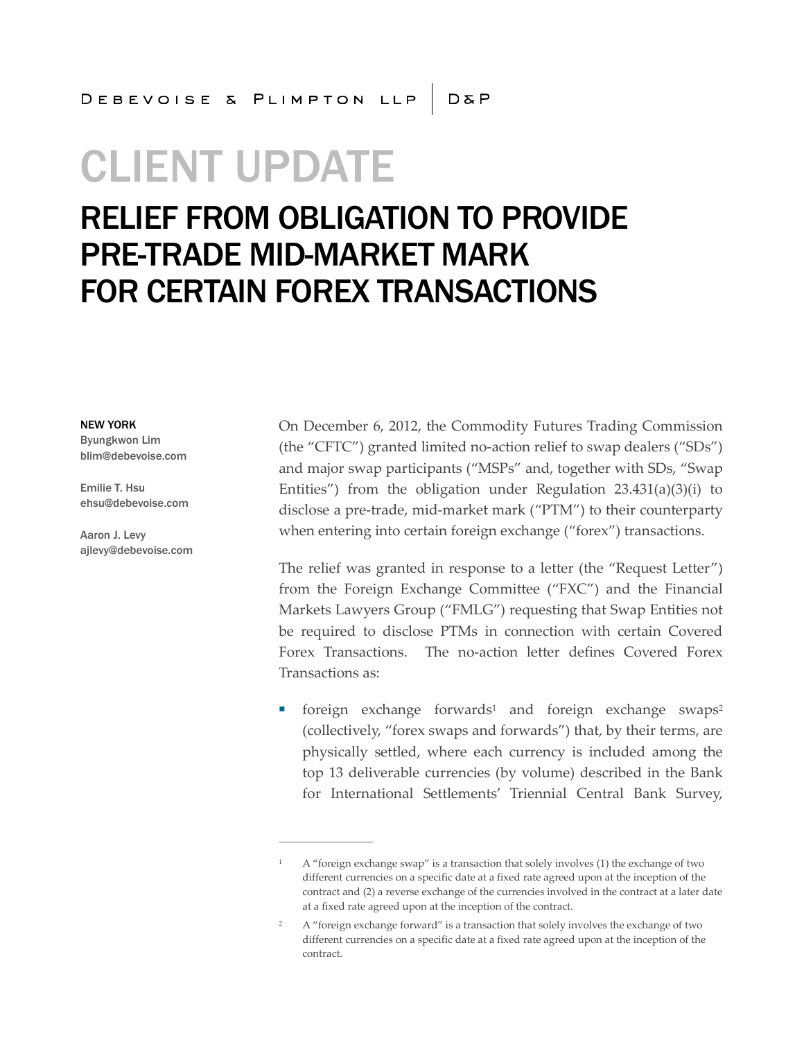DEBEVOISE & PLIMPTON LLP | D&P

# CLIENT UPDATE

## RELIEF FROM OBLIGATION TO PROVIDE PRE-TRADE MID-MARKET MARK FOR CERTAIN FOREX TRANSACTIONS

**NEW YORK**

Byungkwon Lim
blim@debevoise.com

Emilie T. Hsu
ehsu@debevoise.com

Aaron J. Levy
ajlevy@debevoise.com

On December 6, 2012, the Commodity Futures Trading Commission (the "CFTC") granted limited no-action relief to swap dealers ("SDs") and major swap participants ("MSPs" and, together with SDs, "Swap Entities") from the obligation under Regulation 23.431(a)(3)(i) to disclose a pre-trade, mid-market mark ("PTM") to their counterparty when entering into certain foreign exchange ("forex") transactions.

The relief was granted in response to a letter (the "Request Letter") from the Foreign Exchange Committee ("FXC") and the Financial Markets Lawyers Group ("FMLG") requesting that Swap Entities not be required to disclose PTMs in connection with certain Covered Forex Transactions. The no-action letter defines Covered Forex Transactions as:

- foreign exchange forwards[1] and foreign exchange swaps[2] (collectively, "forex swaps and forwards") that, by their terms, are physically settled, where each currency is included among the top 13 deliverable currencies (by volume) described in the Bank for International Settlements' Triennial Central Bank Survey,

---

[1] A "foreign exchange swap" is a transaction that solely involves (1) the exchange of two different currencies on a specific date at a fixed rate agreed upon at the inception of the contract and (2) a reverse exchange of the currencies involved in the contract at a later date at a fixed rate agreed upon at the inception of the contract.

[2] A "foreign exchange forward" is a transaction that solely involves the exchange of two different currencies on a specific date at a fixed rate agreed upon at the inception of the contract.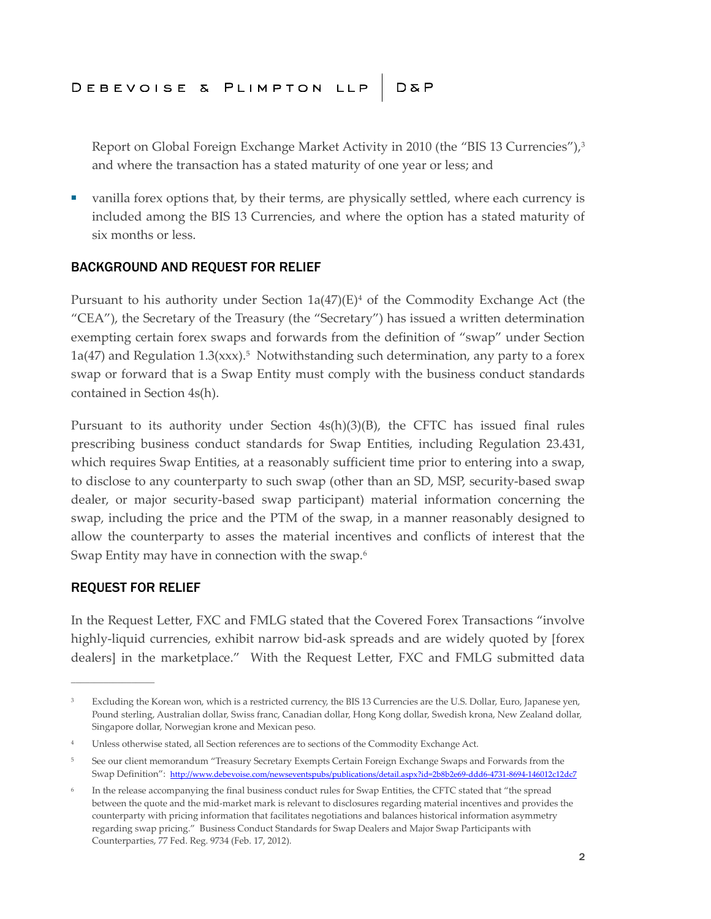Report on Global Foreign Exchange Market Activity in 2010 (the "BIS 13 Currencies"),[3] and where the transaction has a stated maturity of one year or less; and

- vanilla forex options that, by their terms, are physically settled, where each currency is included among the BIS 13 Currencies, and where the option has a stated maturity of six months or less.

## BACKGROUND AND REQUEST FOR RELIEF

Pursuant to his authority under Section 1a(47)(E)[4] of the Commodity Exchange Act (the "CEA"), the Secretary of the Treasury (the "Secretary") has issued a written determination exempting certain forex swaps and forwards from the definition of "swap" under Section 1a(47) and Regulation 1.3(xxx).[5] Notwithstanding such determination, any party to a forex swap or forward that is a Swap Entity must comply with the business conduct standards contained in Section 4s(h).

Pursuant to its authority under Section 4s(h)(3)(B), the CFTC has issued final rules prescribing business conduct standards for Swap Entities, including Regulation 23.431, which requires Swap Entities, at a reasonably sufficient time prior to entering into a swap, to disclose to any counterparty to such swap (other than an SD, MSP, security-based swap dealer, or major security-based swap participant) material information concerning the swap, including the price and the PTM of the swap, in a manner reasonably designed to allow the counterparty to asses the material incentives and conflicts of interest that the Swap Entity may have in connection with the swap.[6]

## REQUEST FOR RELIEF

In the Request Letter, FXC and FMLG stated that the Covered Forex Transactions "involve highly-liquid currencies, exhibit narrow bid-ask spreads and are widely quoted by [forex dealers] in the marketplace." With the Request Letter, FXC and FMLG submitted data

---

[3] Excluding the Korean won, which is a restricted currency, the BIS 13 Currencies are the U.S. Dollar, Euro, Japanese yen, Pound sterling, Australian dollar, Swiss franc, Canadian dollar, Hong Kong dollar, Swedish krona, New Zealand dollar, Singapore dollar, Norwegian krone and Mexican peso.

[4] Unless otherwise stated, all Section references are to sections of the Commodity Exchange Act.

[5] See our client memorandum "Treasury Secretary Exempts Certain Foreign Exchange Swaps and Forwards from the Swap Definition": http://www.debevoise.com/newseventspubs/publications/detail.aspx?id=2b8b2e69-ddd6-4731-8694-146012c12dc7

[6] In the release accompanying the final business conduct rules for Swap Entities, the CFTC stated that "the spread between the quote and the mid-market mark is relevant to disclosures regarding material incentives and provides the counterparty with pricing information that facilitates negotiations and balances historical information asymmetry regarding swap pricing." Business Conduct Standards for Swap Dealers and Major Swap Participants with Counterparties, 77 Fed. Reg. 9734 (Feb. 17, 2012).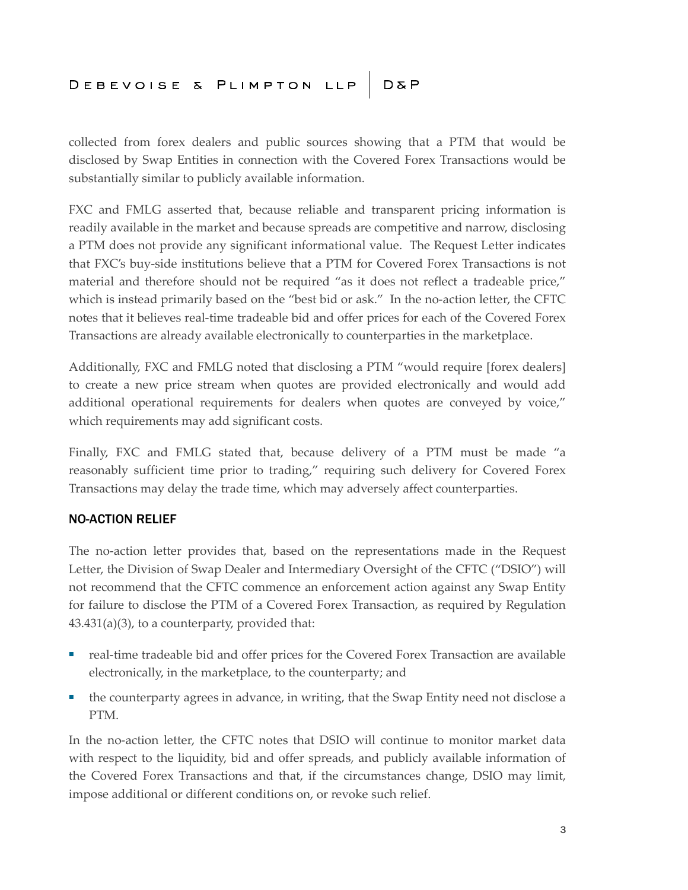collected from forex dealers and public sources showing that a PTM that would be disclosed by Swap Entities in connection with the Covered Forex Transactions would be substantially similar to publicly available information.

FXC and FMLG asserted that, because reliable and transparent pricing information is readily available in the market and because spreads are competitive and narrow, disclosing a PTM does not provide any significant informational value. The Request Letter indicates that FXC's buy-side institutions believe that a PTM for Covered Forex Transactions is not material and therefore should not be required "as it does not reflect a tradeable price," which is instead primarily based on the "best bid or ask." In the no-action letter, the CFTC notes that it believes real-time tradeable bid and offer prices for each of the Covered Forex Transactions are already available electronically to counterparties in the marketplace.

Additionally, FXC and FMLG noted that disclosing a PTM "would require [forex dealers] to create a new price stream when quotes are provided electronically and would add additional operational requirements for dealers when quotes are conveyed by voice," which requirements may add significant costs.

Finally, FXC and FMLG stated that, because delivery of a PTM must be made "a reasonably sufficient time prior to trading," requiring such delivery for Covered Forex Transactions may delay the trade time, which may adversely affect counterparties.

## NO-ACTION RELIEF

The no-action letter provides that, based on the representations made in the Request Letter, the Division of Swap Dealer and Intermediary Oversight of the CFTC ("DSIO") will not recommend that the CFTC commence an enforcement action against any Swap Entity for failure to disclose the PTM of a Covered Forex Transaction, as required by Regulation 43.431(a)(3), to a counterparty, provided that:

- real-time tradeable bid and offer prices for the Covered Forex Transaction are available electronically, in the marketplace, to the counterparty; and
- the counterparty agrees in advance, in writing, that the Swap Entity need not disclose a PTM.

In the no-action letter, the CFTC notes that DSIO will continue to monitor market data with respect to the liquidity, bid and offer spreads, and publicly available information of the Covered Forex Transactions and that, if the circumstances change, DSIO may limit, impose additional or different conditions on, or revoke such relief.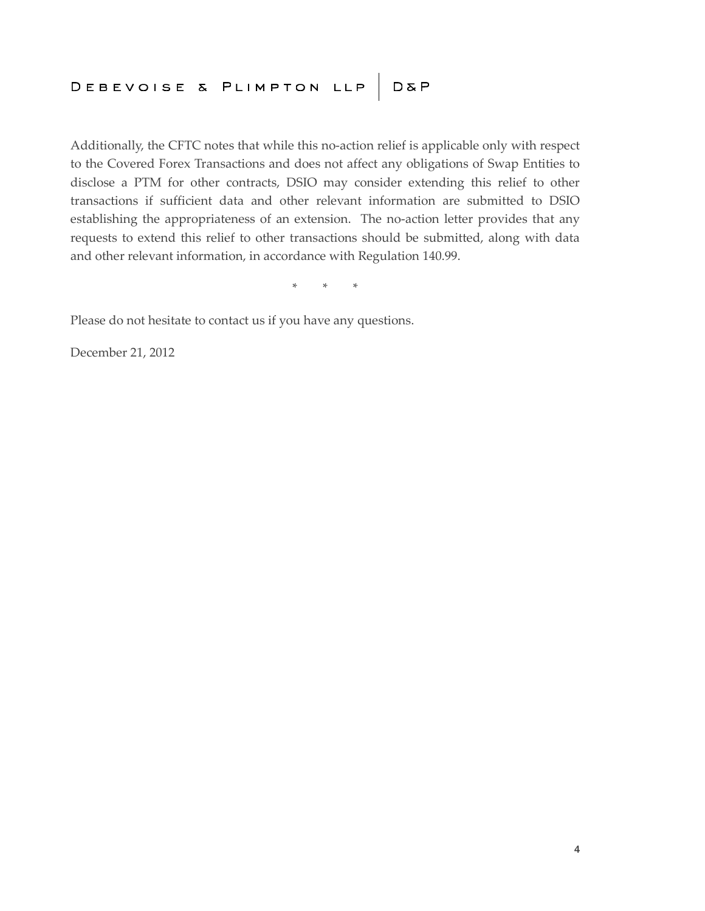Additionally, the CFTC notes that while this no-action relief is applicable only with respect to the Covered Forex Transactions and does not affect any obligations of Swap Entities to disclose a PTM for other contracts, DSIO may consider extending this relief to other transactions if sufficient data and other relevant information are submitted to DSIO establishing the appropriateness of an extension. The no-action letter provides that any requests to extend this relief to other transactions should be submitted, along with data and other relevant information, in accordance with Regulation 140.99.

\* \* \*

Please do not hesitate to contact us if you have any questions.

December 21, 2012